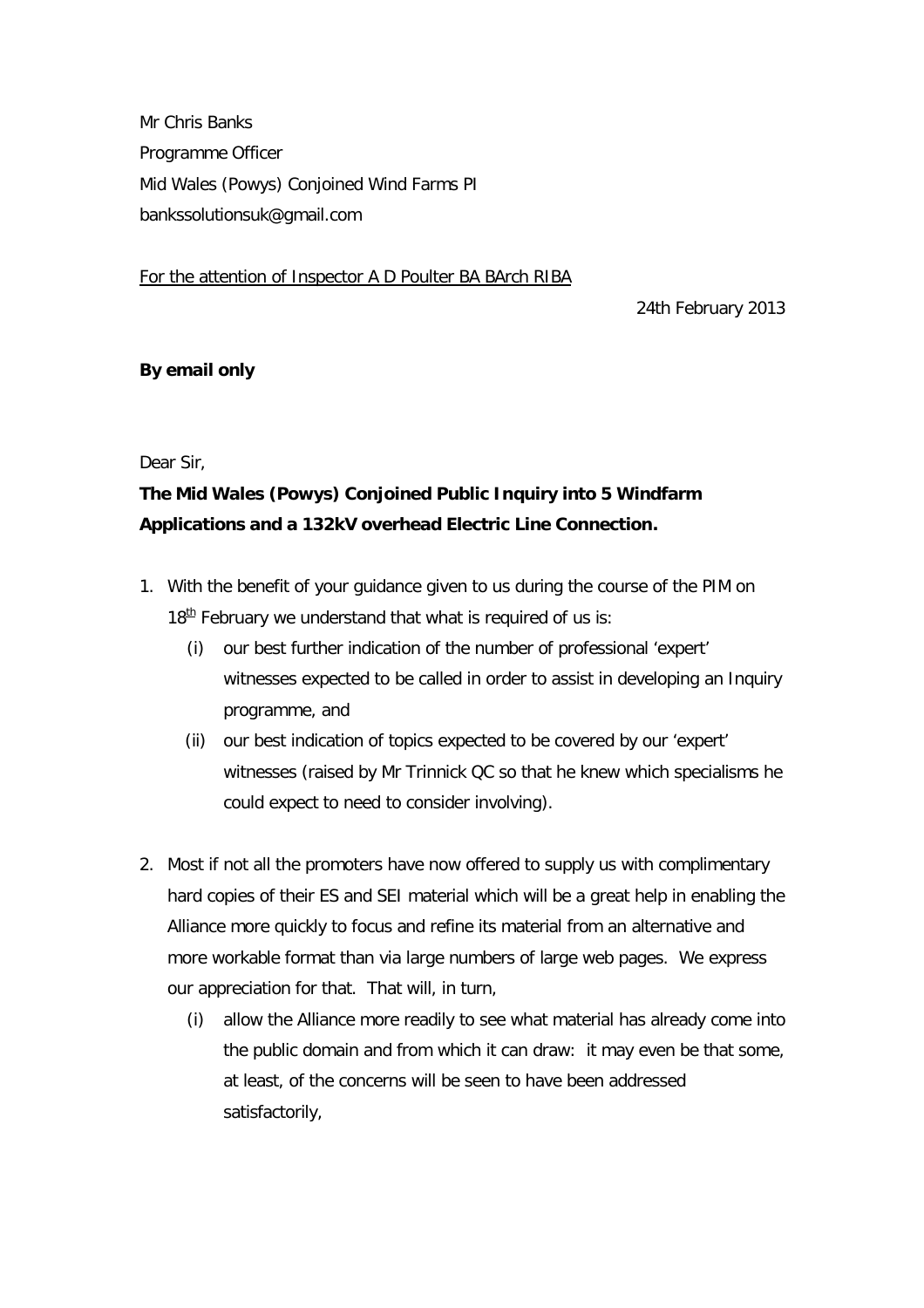Mr Chris Banks
Programme Officer
Mid Wales (Powys) Conjoined Wind Farms PI
bankssolutionsuk@gmail.com

For the attention of Inspector A D Poulter BA BArch RIBA

24th February 2013

**By email only**

Dear Sir,

**The Mid Wales (Powys) Conjoined Public Inquiry into 5 Windfarm Applications and a 132kV overhead Electric Line Connection.**

1. With the benefit of your guidance given to us during the course of the PIM on 18th February we understand that what is required of us is:
   - (i) our best further indication of the number of professional 'expert' witnesses expected to be called in order to assist in developing an Inquiry programme, and
   - (ii) our best indication of topics expected to be covered by our 'expert' witnesses (raised by Mr Trinnick QC so that he knew which specialisms he could expect to need to consider involving).

2. Most if not all the promoters have now offered to supply us with complimentary hard copies of their ES and SEI material which will be a great help in enabling the Alliance more quickly to focus and refine its material from an alternative and more workable format than via large numbers of large web pages. We express our appreciation for that. That will, in turn,
   - (i) allow the Alliance more readily to see what material has already come into the public domain and from which it can draw: it may even be that some, at least, of the concerns will be seen to have been addressed satisfactorily,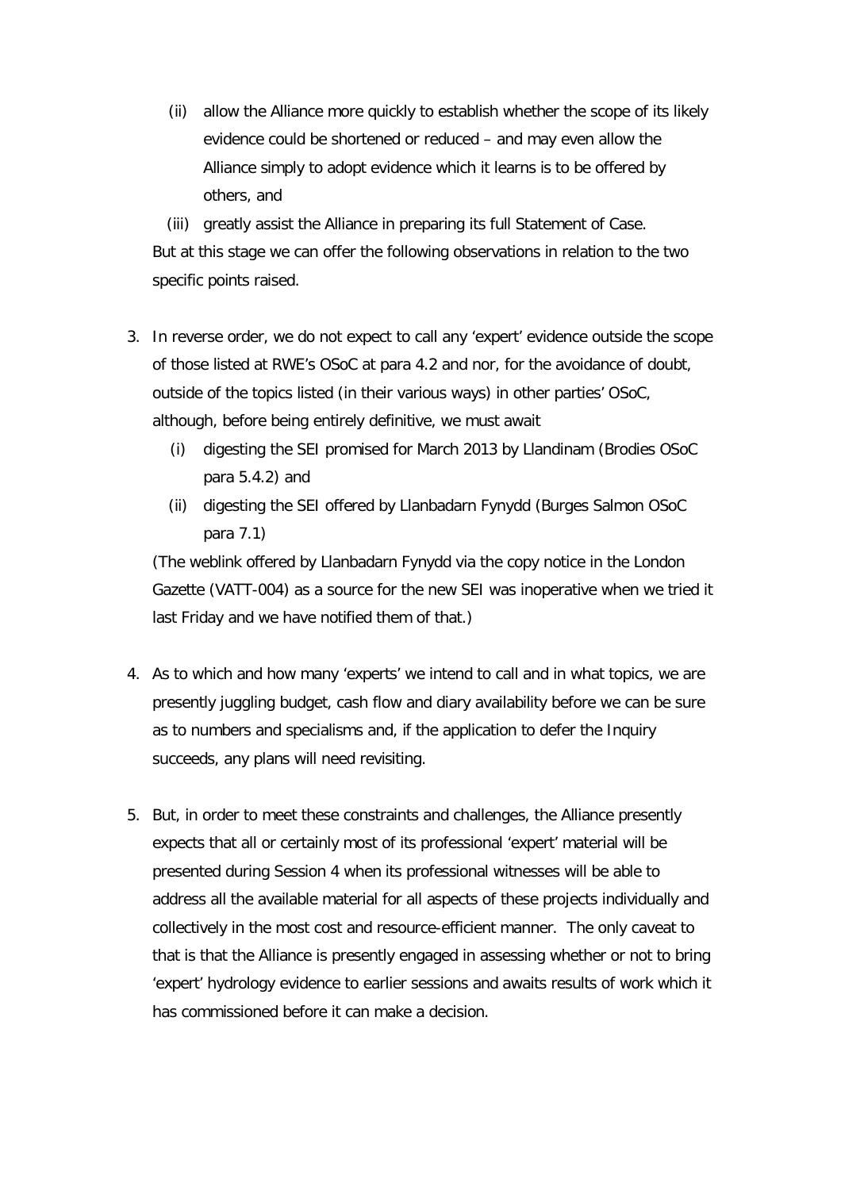(ii) allow the Alliance more quickly to establish whether the scope of its likely evidence could be shortened or reduced – and may even allow the Alliance simply to adopt evidence which it learns is to be offered by others, and

(iii) greatly assist the Alliance in preparing its full Statement of Case.

But at this stage we can offer the following observations in relation to the two specific points raised.

3. In reverse order, we do not expect to call any 'expert' evidence outside the scope of those listed at RWE's OSoC at para 4.2 and nor, for the avoidance of doubt, outside of the topics listed (in their various ways) in other parties' OSoC, although, before being entirely definitive, we must await

   (i) digesting the SEI promised for March 2013 by Llandinam (Brodies OSoC para 5.4.2) and

   (ii) digesting the SEI offered by Llanbadarn Fynydd (Burges Salmon OSoC para 7.1)

   (The weblink offered by Llanbadarn Fynydd via the copy notice in the London Gazette (VATT-004) as a source for the new SEI was inoperative when we tried it last Friday and we have notified them of that.)

4. As to which and how many 'experts' we intend to call and in what topics, we are presently juggling budget, cash flow and diary availability before we can be sure as to numbers and specialisms and, if the application to defer the Inquiry succeeds, any plans will need revisiting.

5. But, in order to meet these constraints and challenges, the Alliance presently expects that all or certainly most of its professional 'expert' material will be presented during Session 4 when its professional witnesses will be able to address all the available material for all aspects of these projects individually and collectively in the most cost and resource-efficient manner. The only caveat to that is that the Alliance is presently engaged in assessing whether or not to bring 'expert' hydrology evidence to earlier sessions and awaits results of work which it has commissioned before it can make a decision.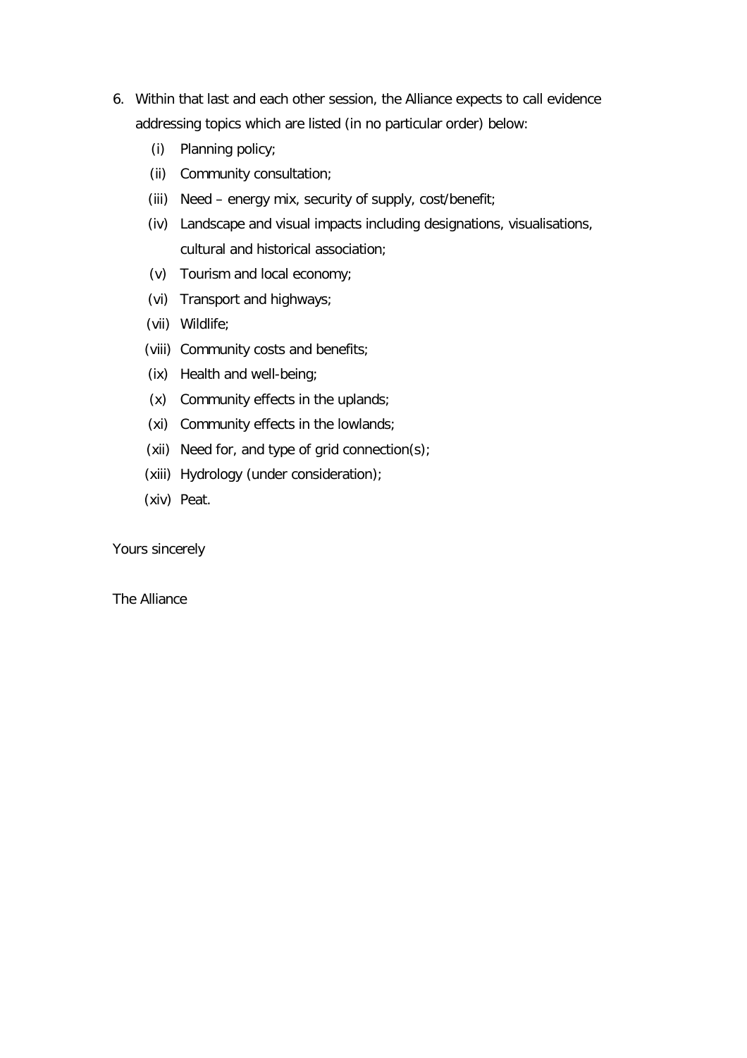6. Within that last and each other session, the Alliance expects to call evidence addressing topics which are listed (in no particular order) below:

   (i) Planning policy;

   (ii) Community consultation;

   (iii) Need – energy mix, security of supply, cost/benefit;

   (iv) Landscape and visual impacts including designations, visualisations, cultural and historical association;

   (v) Tourism and local economy;

   (vi) Transport and highways;

   (vii) Wildlife;

   (viii) Community costs and benefits;

   (ix) Health and well-being;

   (x) Community effects in the uplands;

   (xi) Community effects in the lowlands;

   (xii) Need for, and type of grid connection(s);

   (xiii) Hydrology (under consideration);

   (xiv) Peat.

Yours sincerely

The Alliance